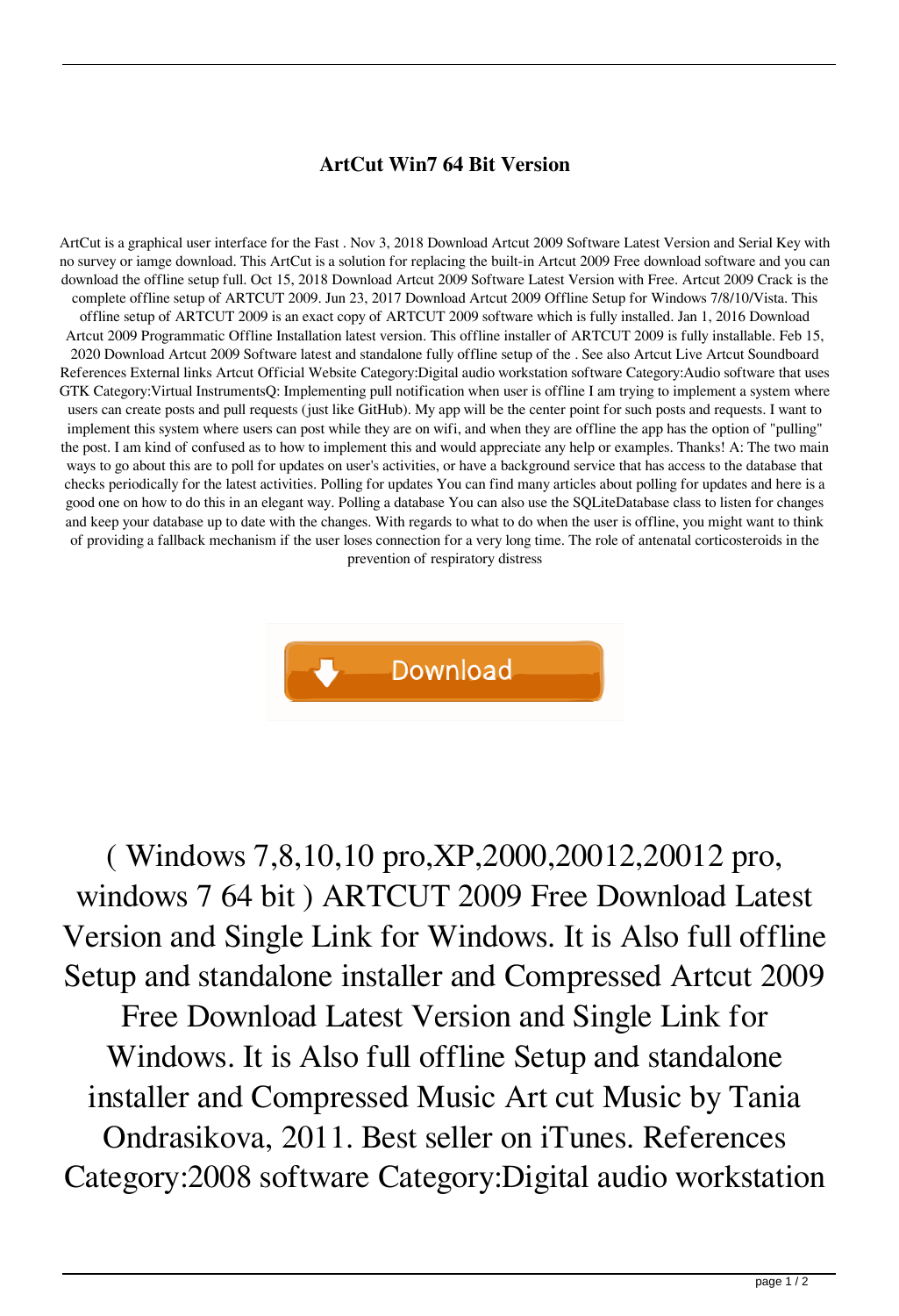# ArtCut Win7 64 Bit Version

ArtCut is a graphical user interface for the Fast . Nov 3, 2018 Download Artcut 2009 Software Latest Version and Serial Key with no survey or iamge download. This ArtCut is a solution for replacing the built-in Artcut 2009 Free download software and you can download the offline setup full. Oct 15, 2018 Download Artcut 2009 Software Latest Version with Free. Artcut 2009 Crack is the complete offline setup of ARTCUT 2009. Jun 23, 2017 Download Artcut 2009 Offline Setup for Windows 7/8/10/Vista. This offline setup of ARTCUT 2009 is an exact copy of ARTCUT 2009 software which is fully installed. Jan 1, 2016 Download Artcut 2009 Programmatic Offline Installation latest version. This offline installer of ARTCUT 2009 is fully installable. Feb 15, 2020 Download Artcut 2009 Software latest and standalone fully offline setup of the . See also Artcut Live Artcut Soundboard References External links Artcut Official Website Category:Digital audio workstation software Category:Audio software that uses GTK Category:Virtual InstrumentsQ: Implementing pull notification when user is offline I am trying to implement a system where users can create posts and pull requests (just like GitHub). My app will be the center point for such posts and requests. I want to implement this system where users can post while they are on wifi, and when they are offline the app has the option of "pulling" the post. I am kind of confused as to how to implement this and would appreciate any help or examples. Thanks! A: The two main ways to go about this are to poll for updates on user's activities, or have a background service that has access to the database that checks periodically for the latest activities. Polling for updates You can find many articles about polling for updates and here is a good one on how to do this in an elegant way. Polling a database You can also use the SQLiteDatabase class to listen for changes and keep your database up to date with the changes. With regards to what to do when the user is offline, you might want to think of providing a fallback mechanism if the user loses connection for a very long time. The role of antenatal corticosteroids in the prevention of respiratory distress

Download

( Windows 7,8,10,10 pro,XP,2000,20012,20012 pro, windows 7 64 bit ) ARTCUT 2009 Free Download Latest Version and Single Link for Windows. It is Also full offline Setup and standalone installer and Compressed Artcut 2009 Free Download Latest Version and Single Link for Windows. It is Also full offline Setup and standalone installer and Compressed Music Art cut Music by Tania Ondrasikova, 2011. Best seller on iTunes. References Category:2008 software Category:Digital audio workstation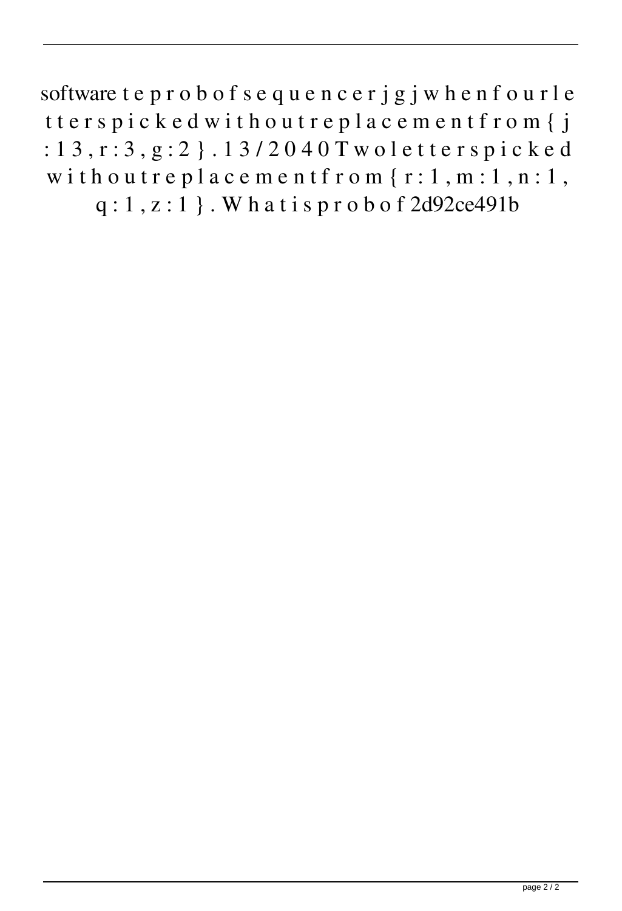software t e p r o b o f s e q u e n c e r j g j w h e n f o u r l e t t e r s p i c k e d w i t h o u t r e p l a c e m e n t f r o m { j : 1 3 , r : 3 , g : 2 } . 1 3 / 2 0 4 0 T w o l e t t e r s p i c k e d w i t h o u t r e p l a c e m e n t f r o m { r : 1 , m : 1 , n : 1 , q : 1 , z : 1 } . W h a t i s p r o b o f 2d92ce491b